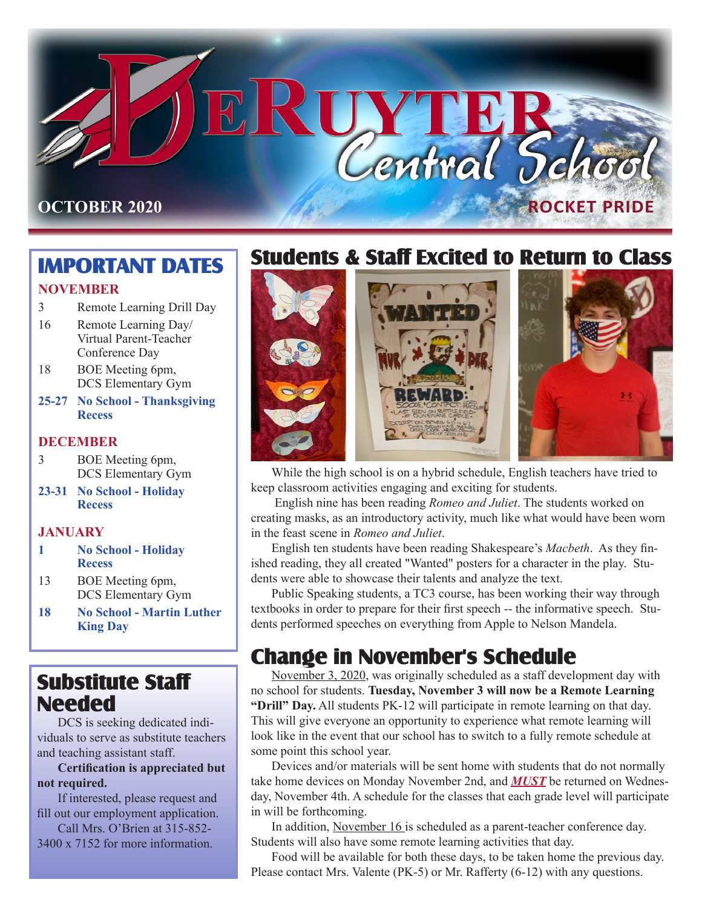# DeRuyter Central School

OCTOBER 2020

ROCKET PRIDE

## IMPORTANT DATES

### NOVEMBER

| | |
|---|---|
| 3 | Remote Learning Drill Day |
| 16 | Remote Learning Day/ Virtual Parent-Teacher Conference Day |
| 18 | BOE Meeting 6pm, DCS Elementary Gym |
| **25-27** | **No School - Thanksgiving Recess** |

### DECEMBER

| | |
|---|---|
| 3 | BOE Meeting 6pm, DCS Elementary Gym |
| **23-31** | **No School - Holiday Recess** |

### JANUARY

| | |
|---|---|
| **1** | **No School - Holiday Recess** |
| 13 | BOE Meeting 6pm, DCS Elementary Gym |
| **18** | **No School - Martin Luther King Day** |

## Substitute Staff Needed

DCS is seeking dedicated individuals to serve as substitute teachers and teaching assistant staff.

**Certification is appreciated but not required.**

If interested, please request and fill out our employment application.

Call Mrs. O'Brien at 315-852-3400 x 7152 for more information.

## Students & Staff Excited to Return to Class

While the high school is on a hybrid schedule, English teachers have tried to keep classroom activities engaging and exciting for students.

English nine has been reading *Romeo and Juliet*. The students worked on creating masks, as an introductory activity, much like what would have been worn in the feast scene in *Romeo and Juliet*.

English ten students have been reading Shakespeare's *Macbeth*. As they finished reading, they all created "Wanted" posters for a character in the play. Students were able to showcase their talents and analyze the text.

Public Speaking students, a TC3 course, has been working their way through textbooks in order to prepare for their first speech -- the informative speech. Students performed speeches on everything from Apple to Nelson Mandela.

## Change in November's Schedule

November 3, 2020, was originally scheduled as a staff development day with no school for students. **Tuesday, November 3 will now be a Remote Learning "Drill" Day.** All students PK-12 will participate in remote learning on that day. This will give everyone an opportunity to experience what remote learning will look like in the event that our school has to switch to a fully remote schedule at some point this school year.

Devices and/or materials will be sent home with students that do not normally take home devices on Monday November 2nd, and ***MUST*** be returned on Wednesday, November 4th. A schedule for the classes that each grade level will participate in will be forthcoming.

In addition, November 16 is scheduled as a parent-teacher conference day. Students will also have some remote learning activities that day.

Food will be available for both these days, to be taken home the previous day. Please contact Mrs. Valente (PK-5) or Mr. Rafferty (6-12) with any questions.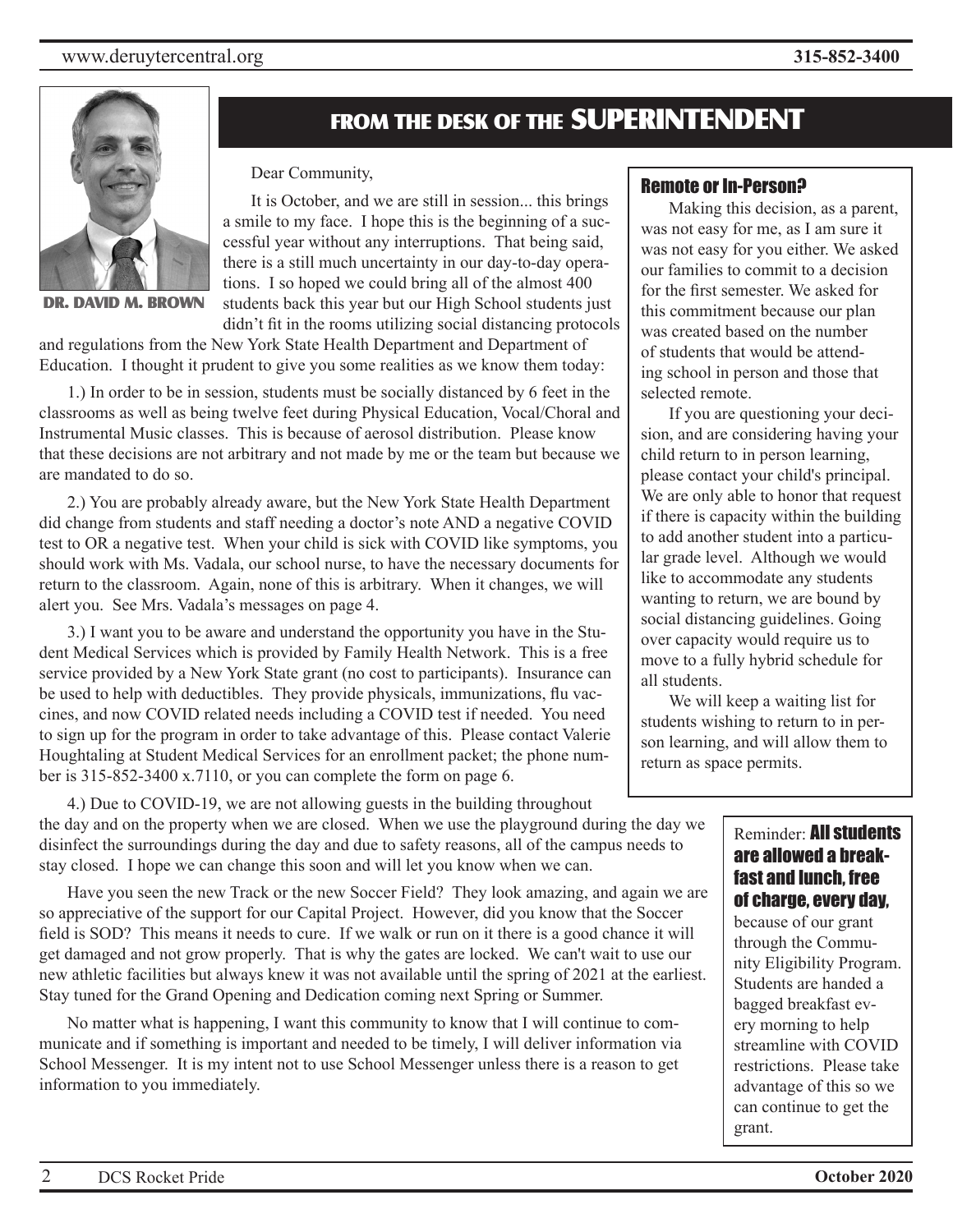DR. DAVID M. BROWN

# FROM THE DESK OF THE SUPERINTENDENT

Dear Community,

It is October, and we are still in session... this brings a smile to my face. I hope this is the beginning of a successful year without any interruptions. That being said, there is a still much uncertainty in our day-to-day operations. I so hoped we could bring all of the almost 400 students back this year but our High School students just didn't fit in the rooms utilizing social distancing protocols and regulations from the New York State Health Department and Department of Education. I thought it prudent to give you some realities as we know them today:

1.) In order to be in session, students must be socially distanced by 6 feet in the classrooms as well as being twelve feet during Physical Education, Vocal/Choral and Instrumental Music classes. This is because of aerosol distribution. Please know that these decisions are not arbitrary and not made by me or the team but because we are mandated to do so.

2.) You are probably already aware, but the New York State Health Department did change from students and staff needing a doctor's note AND a negative COVID test to OR a negative test. When your child is sick with COVID like symptoms, you should work with Ms. Vadala, our school nurse, to have the necessary documents for return to the classroom. Again, none of this is arbitrary. When it changes, we will alert you. See Mrs. Vadala's messages on page 4.

3.) I want you to be aware and understand the opportunity you have in the Student Medical Services which is provided by Family Health Network. This is a free service provided by a New York State grant (no cost to participants). Insurance can be used to help with deductibles. They provide physicals, immunizations, flu vaccines, and now COVID related needs including a COVID test if needed. You need to sign up for the program in order to take advantage of this. Please contact Valerie Houghtaling at Student Medical Services for an enrollment packet; the phone number is 315-852-3400 x.7110, or you can complete the form on page 6.

4.) Due to COVID-19, we are not allowing guests in the building throughout the day and on the property when we are closed. When we use the playground during the day we disinfect the surroundings during the day and due to safety reasons, all of the campus needs to stay closed. I hope we can change this soon and will let you know when we can.

Have you seen the new Track or the new Soccer Field? They look amazing, and again we are so appreciative of the support for our Capital Project. However, did you know that the Soccer field is SOD? This means it needs to cure. If we walk or run on it there is a good chance it will get damaged and not grow properly. That is why the gates are locked. We can't wait to use our new athletic facilities but always knew it was not available until the spring of 2021 at the earliest. Stay tuned for the Grand Opening and Dedication coming next Spring or Summer.

No matter what is happening, I want this community to know that I will continue to communicate and if something is important and needed to be timely, I will deliver information via School Messenger. It is my intent not to use School Messenger unless there is a reason to get information to you immediately.

## Remote or In-Person?

Making this decision, as a parent, was not easy for me, as I am sure it was not easy for you either. We asked our families to commit to a decision for the first semester. We asked for this commitment because our plan was created based on the number of students that would be attending school in person and those that selected remote.

If you are questioning your decision, and are considering having your child return to in person learning, please contact your child's principal. We are only able to honor that request if there is capacity within the building to add another student into a particular grade level. Although we would like to accommodate any students wanting to return, we are bound by social distancing guidelines. Going over capacity would require us to move to a fully hybrid schedule for all students.

We will keep a waiting list for students wishing to return to in person learning, and will allow them to return as space permits.

Reminder: **All students are allowed a breakfast and lunch, free of charge, every day,** because of our grant through the Community Eligibility Program. Students are handed a bagged breakfast every morning to help streamline with COVID restrictions. Please take advantage of this so we can continue to get the grant.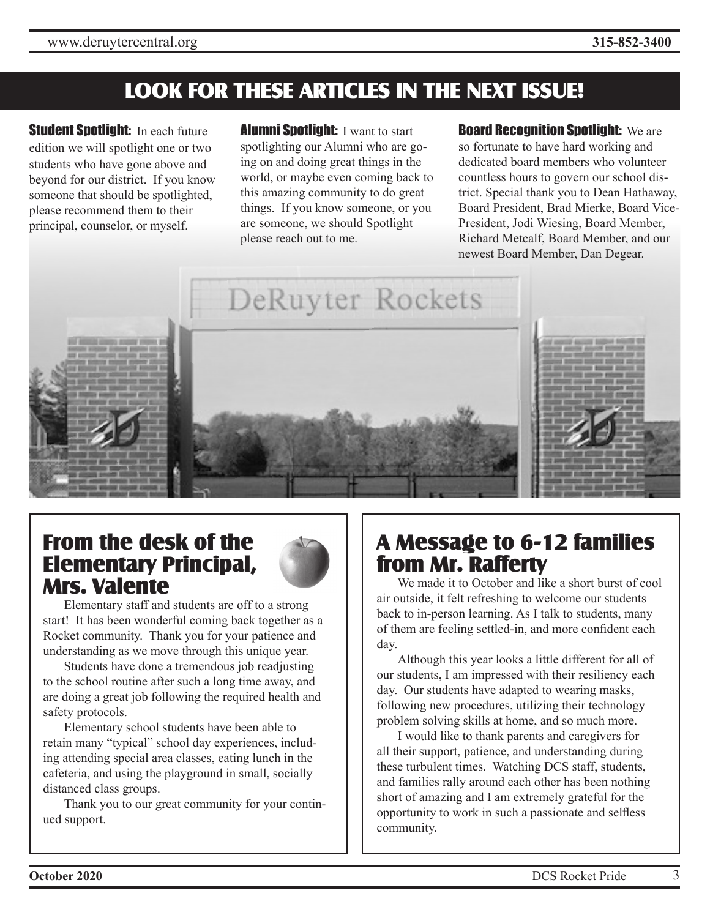# LOOK FOR THESE ARTICLES IN THE NEXT ISSUE!

**Student Spotlight:** In each future edition we will spotlight one or two students who have gone above and beyond for our district. If you know someone that should be spotlighted, please recommend them to their principal, counselor, or myself.

**Alumni Spotlight:** I want to start spotlighting our Alumni who are going on and doing great things in the world, or maybe even coming back to this amazing community to do great things. If you know someone, or you are someone, we should Spotlight please reach out to me.

**Board Recognition Spotlight:** We are so fortunate to have hard working and dedicated board members who volunteer countless hours to govern our school district. Special thank you to Dean Hathaway, Board President, Brad Mierke, Board Vice-President, Jodi Wiesing, Board Member, Richard Metcalf, Board Member, and our newest Board Member, Dan Degear.

## From the desk of the Elementary Principal, Mrs. Valente

Elementary staff and students are off to a strong start! It has been wonderful coming back together as a Rocket community. Thank you for your patience and understanding as we move through this unique year.

Students have done a tremendous job readjusting to the school routine after such a long time away, and are doing a great job following the required health and safety protocols.

Elementary school students have been able to retain many "typical" school day experiences, including attending special area classes, eating lunch in the cafeteria, and using the playground in small, socially distanced class groups.

Thank you to our great community for your continued support.

## A Message to 6-12 families from Mr. Rafferty

We made it to October and like a short burst of cool air outside, it felt refreshing to welcome our students back to in-person learning. As I talk to students, many of them are feeling settled-in, and more confident each day.

Although this year looks a little different for all of our students, I am impressed with their resiliency each day. Our students have adapted to wearing masks, following new procedures, utilizing their technology problem solving skills at home, and so much more.

I would like to thank parents and caregivers for all their support, patience, and understanding during these turbulent times. Watching DCS staff, students, and families rally around each other has been nothing short of amazing and I am extremely grateful for the opportunity to work in such a passionate and selfless community.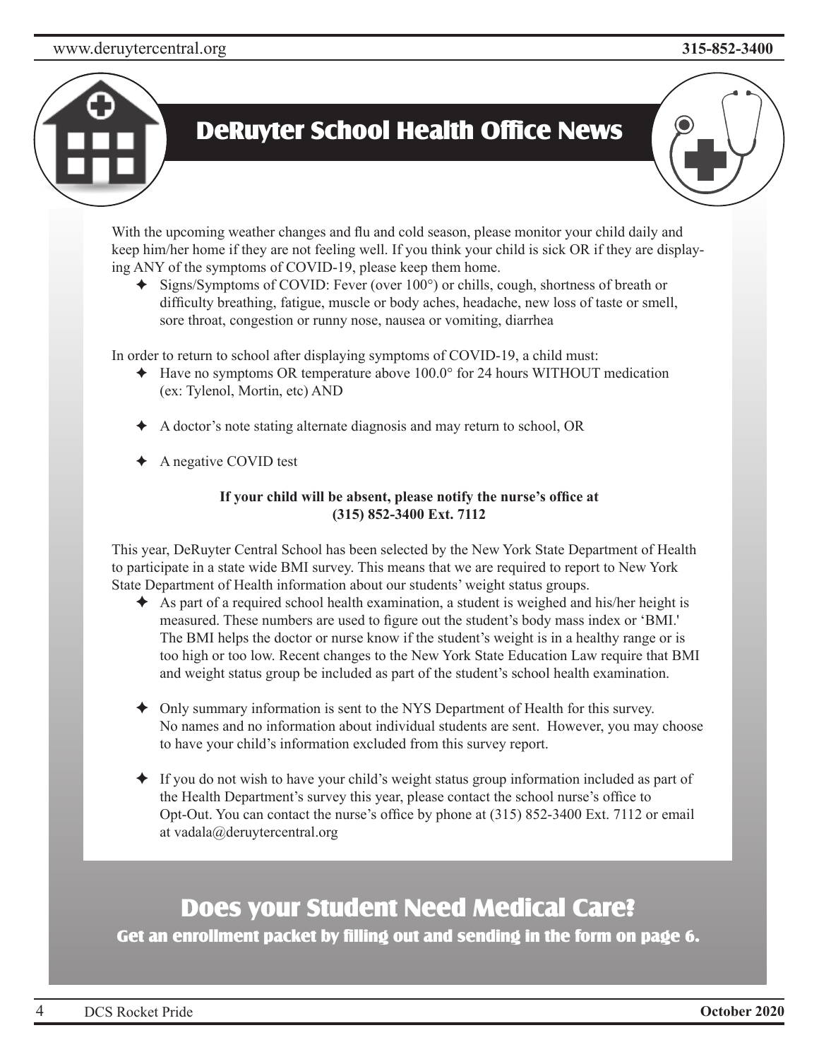# DeRuyter School Health Office News

With the upcoming weather changes and flu and cold season, please monitor your child daily and keep him/her home if they are not feeling well. If you think your child is sick OR if they are displaying ANY of the symptoms of COVID-19, please keep them home.

- Signs/Symptoms of COVID: Fever (over 100°) or chills, cough, shortness of breath or difficulty breathing, fatigue, muscle or body aches, headache, new loss of taste or smell, sore throat, congestion or runny nose, nausea or vomiting, diarrhea

In order to return to school after displaying symptoms of COVID-19, a child must:

- Have no symptoms OR temperature above 100.0° for 24 hours WITHOUT medication (ex: Tylenol, Mortin, etc) AND
- A doctor's note stating alternate diagnosis and may return to school, OR
- A negative COVID test

**If your child will be absent, please notify the nurse's office at (315) 852-3400 Ext. 7112**

This year, DeRuyter Central School has been selected by the New York State Department of Health to participate in a state wide BMI survey. This means that we are required to report to New York State Department of Health information about our students' weight status groups.

- As part of a required school health examination, a student is weighed and his/her height is measured. These numbers are used to figure out the student's body mass index or 'BMI.' The BMI helps the doctor or nurse know if the student's weight is in a healthy range or is too high or too low. Recent changes to the New York State Education Law require that BMI and weight status group be included as part of the student's school health examination.
- Only summary information is sent to the NYS Department of Health for this survey. No names and no information about individual students are sent. However, you may choose to have your child's information excluded from this survey report.
- If you do not wish to have your child's weight status group information included as part of the Health Department's survey this year, please contact the school nurse's office to Opt-Out. You can contact the nurse's office by phone at (315) 852-3400 Ext. 7112 or email at vadala@deruytercentral.org

## Does your Student Need Medical Care?

**Get an enrollment packet by filling out and sending in the form on page 6.**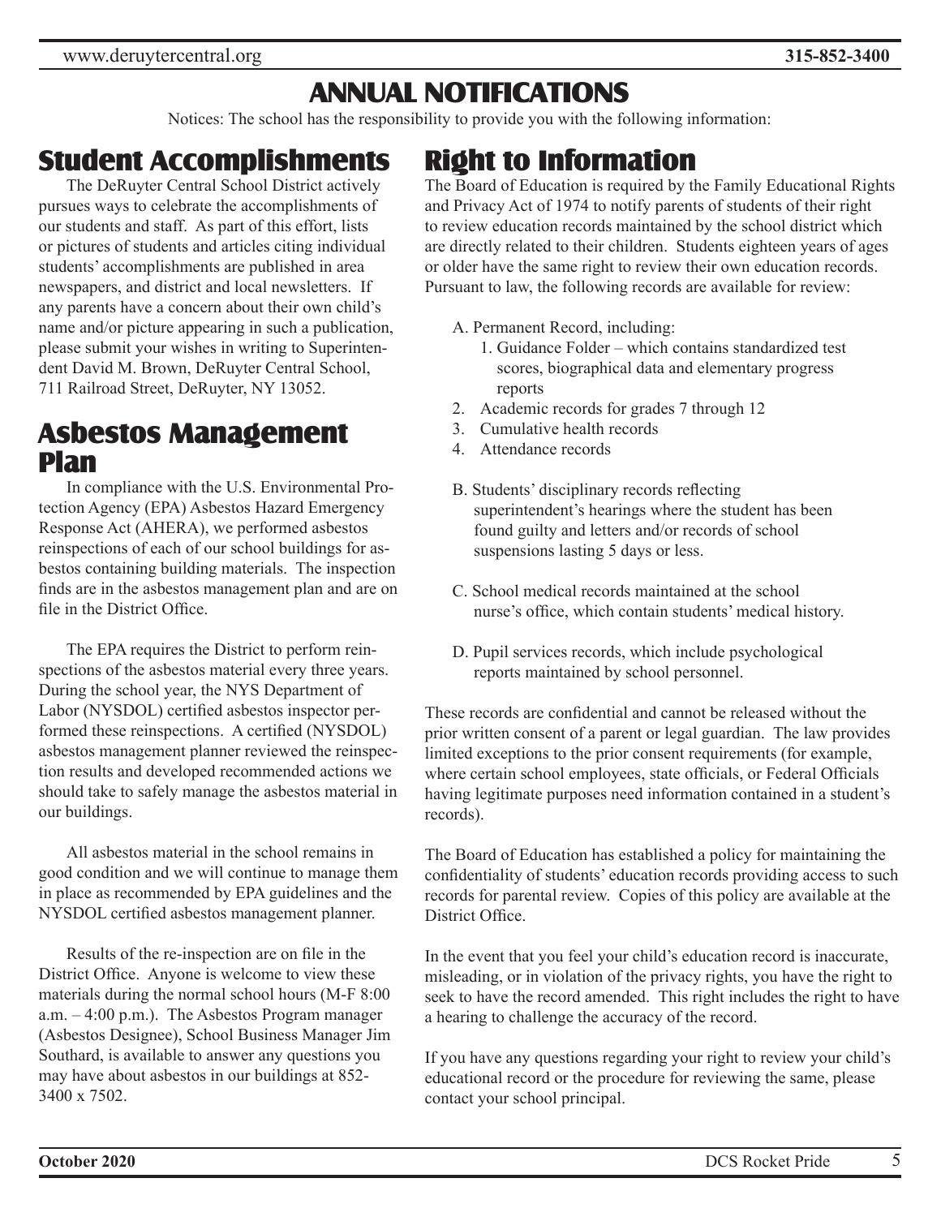# ANNUAL NOTIFICATIONS

Notices: The school has the responsibility to provide you with the following information:

## Student Accomplishments

The DeRuyter Central School District actively pursues ways to celebrate the accomplishments of our students and staff. As part of this effort, lists or pictures of students and articles citing individual students' accomplishments are published in area newspapers, and district and local newsletters. If any parents have a concern about their own child's name and/or picture appearing in such a publication, please submit your wishes in writing to Superintendent David M. Brown, DeRuyter Central School, 711 Railroad Street, DeRuyter, NY 13052.

## Asbestos Management Plan

In compliance with the U.S. Environmental Protection Agency (EPA) Asbestos Hazard Emergency Response Act (AHERA), we performed asbestos reinspections of each of our school buildings for asbestos containing building materials. The inspection finds are in the asbestos management plan and are on file in the District Office.

The EPA requires the District to perform reinspections of the asbestos material every three years. During the school year, the NYS Department of Labor (NYSDOL) certified asbestos inspector performed these reinspections. A certified (NYSDOL) asbestos management planner reviewed the reinspection results and developed recommended actions we should take to safely manage the asbestos material in our buildings.

All asbestos material in the school remains in good condition and we will continue to manage them in place as recommended by EPA guidelines and the NYSDOL certified asbestos management planner.

Results of the re-inspection are on file in the District Office. Anyone is welcome to view these materials during the normal school hours (M-F 8:00 a.m. – 4:00 p.m.). The Asbestos Program manager (Asbestos Designee), School Business Manager Jim Southard, is available to answer any questions you may have about asbestos in our buildings at 852-3400 x 7502.

## Right to Information

The Board of Education is required by the Family Educational Rights and Privacy Act of 1974 to notify parents of students of their right to review education records maintained by the school district which are directly related to their children. Students eighteen years of ages or older have the same right to review their own education records. Pursuant to law, the following records are available for review:

A. Permanent Record, including:
   1. Guidance Folder – which contains standardized test scores, biographical data and elementary progress reports
   2. Academic records for grades 7 through 12
   3. Cumulative health records
   4. Attendance records

B. Students' disciplinary records reflecting superintendent's hearings where the student has been found guilty and letters and/or records of school suspensions lasting 5 days or less.

C. School medical records maintained at the school nurse's office, which contain students' medical history.

D. Pupil services records, which include psychological reports maintained by school personnel.

These records are confidential and cannot be released without the prior written consent of a parent or legal guardian. The law provides limited exceptions to the prior consent requirements (for example, where certain school employees, state officials, or Federal Officials having legitimate purposes need information contained in a student's records).

The Board of Education has established a policy for maintaining the confidentiality of students' education records providing access to such records for parental review. Copies of this policy are available at the District Office.

In the event that you feel your child's education record is inaccurate, misleading, or in violation of the privacy rights, you have the right to seek to have the record amended. This right includes the right to have a hearing to challenge the accuracy of the record.

If you have any questions regarding your right to review your child's educational record or the procedure for reviewing the same, please contact your school principal.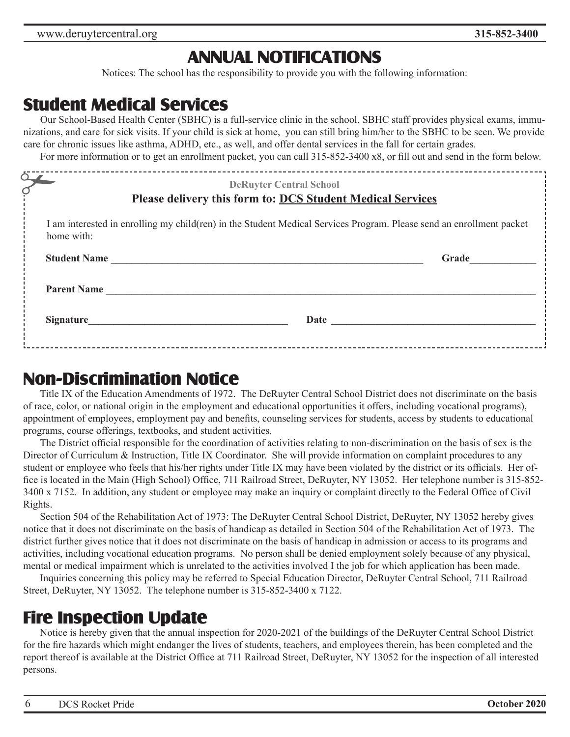# ANNUAL NOTIFICATIONS

Notices: The school has the responsibility to provide you with the following information:

## Student Medical Services

Our School-Based Health Center (SBHC) is a full-service clinic in the school. SBHC staff provides physical exams, immunizations, and care for sick visits. If your child is sick at home, you can still bring him/her to the SBHC to be seen. We provide care for chronic issues like asthma, ADHD, etc., as well, and offer dental services in the fall for certain grades.

For more information or to get an enrollment packet, you can call 315-852-3400 x8, or fill out and send in the form below.

---

**DeRuyter Central School**

**Please delivery this form to: DCS Student Medical Services**

I am interested in enrolling my child(ren) in the Student Medical Services Program. Please send an enrollment packet home with:

**Student Name** ______________________________ **Grade** ____________

**Parent Name** ______________________________

**Signature** ______________________________ **Date** ______________________________

---

## Non-Discrimination Notice

Title IX of the Education Amendments of 1972. The DeRuyter Central School District does not discriminate on the basis of race, color, or national origin in the employment and educational opportunities it offers, including vocational programs), appointment of employees, employment pay and benefits, counseling services for students, access by students to educational programs, course offerings, textbooks, and student activities.

The District official responsible for the coordination of activities relating to non-discrimination on the basis of sex is the Director of Curriculum & Instruction, Title IX Coordinator. She will provide information on complaint procedures to any student or employee who feels that his/her rights under Title IX may have been violated by the district or its officials. Her office is located in the Main (High School) Office, 711 Railroad Street, DeRuyter, NY 13052. Her telephone number is 315-852-3400 x 7152. In addition, any student or employee may make an inquiry or complaint directly to the Federal Office of Civil Rights.

Section 504 of the Rehabilitation Act of 1973: The DeRuyter Central School District, DeRuyter, NY 13052 hereby gives notice that it does not discriminate on the basis of handicap as detailed in Section 504 of the Rehabilitation Act of 1973. The district further gives notice that it does not discriminate on the basis of handicap in admission or access to its programs and activities, including vocational education programs. No person shall be denied employment solely because of any physical, mental or medical impairment which is unrelated to the activities involved I the job for which application has been made.

Inquiries concerning this policy may be referred to Special Education Director, DeRuyter Central School, 711 Railroad Street, DeRuyter, NY 13052. The telephone number is 315-852-3400 x 7122.

## Fire Inspection Update

Notice is hereby given that the annual inspection for 2020-2021 of the buildings of the DeRuyter Central School District for the fire hazards which might endanger the lives of students, teachers, and employees therein, has been completed and the report thereof is available at the District Office at 711 Railroad Street, DeRuyter, NY 13052 for the inspection of all interested persons.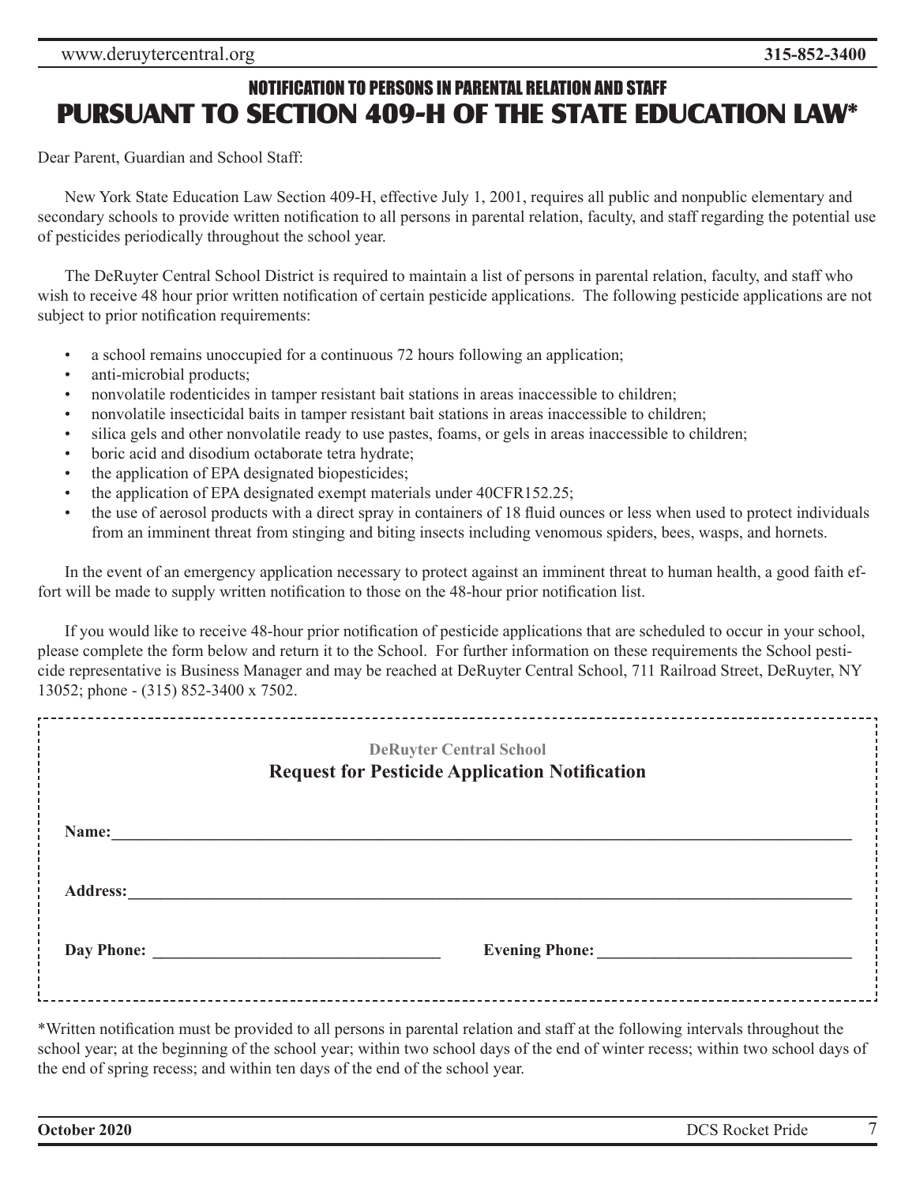## NOTIFICATION TO PERSONS IN PARENTAL RELATION AND STAFF

# PURSUANT TO SECTION 409-H OF THE STATE EDUCATION LAW*

Dear Parent, Guardian and School Staff:

New York State Education Law Section 409-H, effective July 1, 2001, requires all public and nonpublic elementary and secondary schools to provide written notification to all persons in parental relation, faculty, and staff regarding the potential use of pesticides periodically throughout the school year.

The DeRuyter Central School District is required to maintain a list of persons in parental relation, faculty, and staff who wish to receive 48 hour prior written notification of certain pesticide applications. The following pesticide applications are not subject to prior notification requirements:

- a school remains unoccupied for a continuous 72 hours following an application;
- anti-microbial products;
- nonvolatile rodenticides in tamper resistant bait stations in areas inaccessible to children;
- nonvolatile insecticidal baits in tamper resistant bait stations in areas inaccessible to children;
- silica gels and other nonvolatile ready to use pastes, foams, or gels in areas inaccessible to children;
- boric acid and disodium octaborate tetra hydrate;
- the application of EPA designated biopesticides;
- the application of EPA designated exempt materials under 40CFR152.25;
- the use of aerosol products with a direct spray in containers of 18 fluid ounces or less when used to protect individuals from an imminent threat from stinging and biting insects including venomous spiders, bees, wasps, and hornets.

In the event of an emergency application necessary to protect against an imminent threat to human health, a good faith effort will be made to supply written notification to those on the 48-hour prior notification list.

If you would like to receive 48-hour prior notification of pesticide applications that are scheduled to occur in your school, please complete the form below and return it to the School. For further information on these requirements the School pesticide representative is Business Manager and may be reached at DeRuyter Central School, 711 Railroad Street, DeRuyter, NY 13052; phone - (315) 852-3400 x 7502.

---

**DeRuyter Central School**

**Request for Pesticide Application Notification**

**Name:**_______________________________________________

**Address:**_____________________________________________

**Day Phone:** ______________________ **Evening Phone:** ______________________

---

*Written notification must be provided to all persons in parental relation and staff at the following intervals throughout the school year; at the beginning of the school year; within two school days of the end of winter recess; within two school days of the end of spring recess; and within ten days of the end of the school year.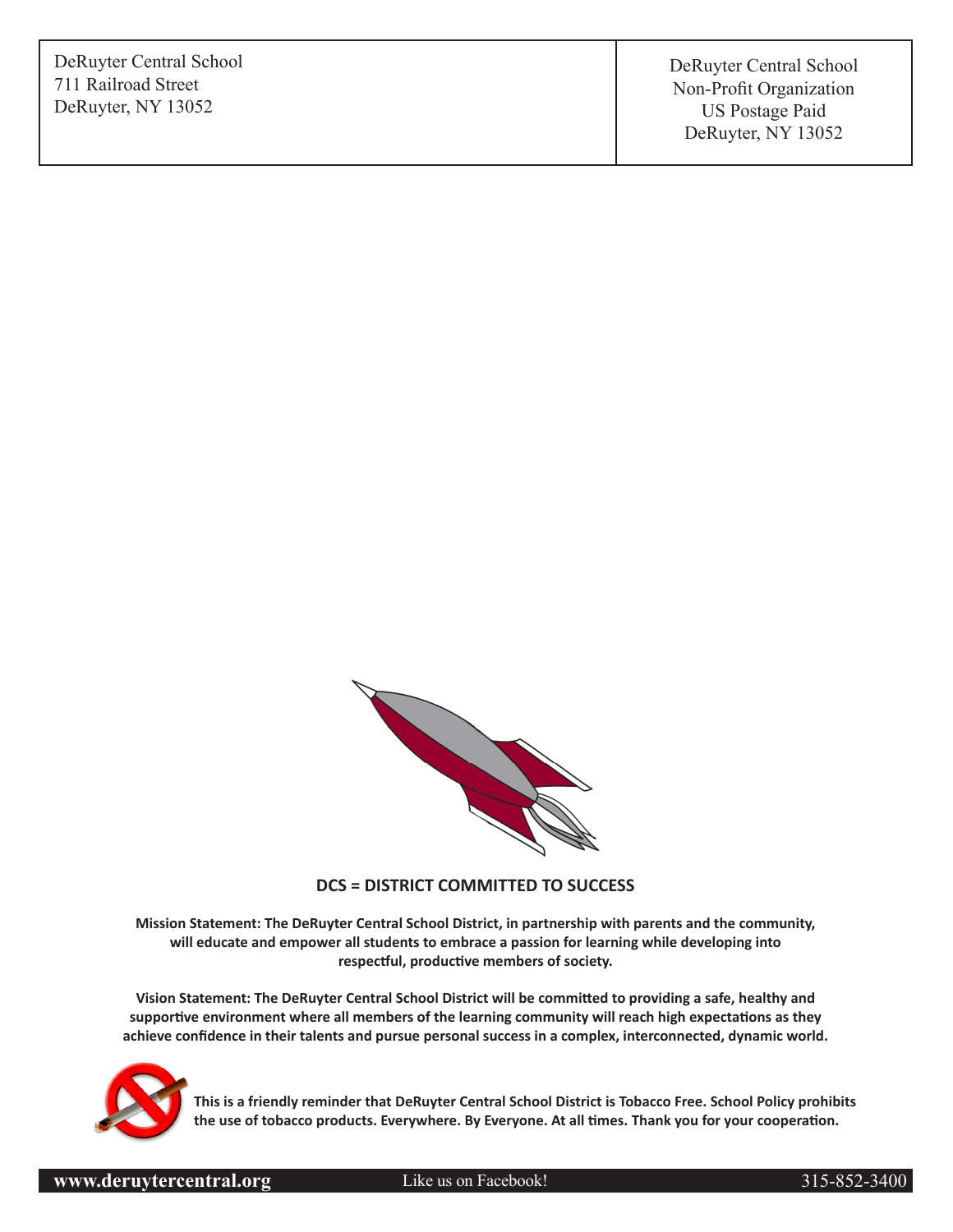| | |
|---|---|
| DeRuyter Central School<br>711 Railroad Street<br>DeRuyter, NY 13052 | DeRuyter Central School<br>Non-Profit Organization<br>US Postage Paid<br>DeRuyter, NY 13052 |

**DCS = DISTRICT COMMITTED TO SUCCESS**

**Mission Statement: The DeRuyter Central School District, in partnership with parents and the community, will educate and empower all students to embrace a passion for learning while developing into respectful, productive members of society.**

**Vision Statement: The DeRuyter Central School District will be committed to providing a safe, healthy and supportive environment where all members of the learning community will reach high expectations as they achieve confidence in their talents and pursue personal success in a complex, interconnected, dynamic world.**

**This is a friendly reminder that DeRuyter Central School District is Tobacco Free. School Policy prohibits the use of tobacco products. Everywhere. By Everyone. At all times. Thank you for your cooperation.**

**www.deruytercentral.org** Like us on Facebook! 315-852-3400